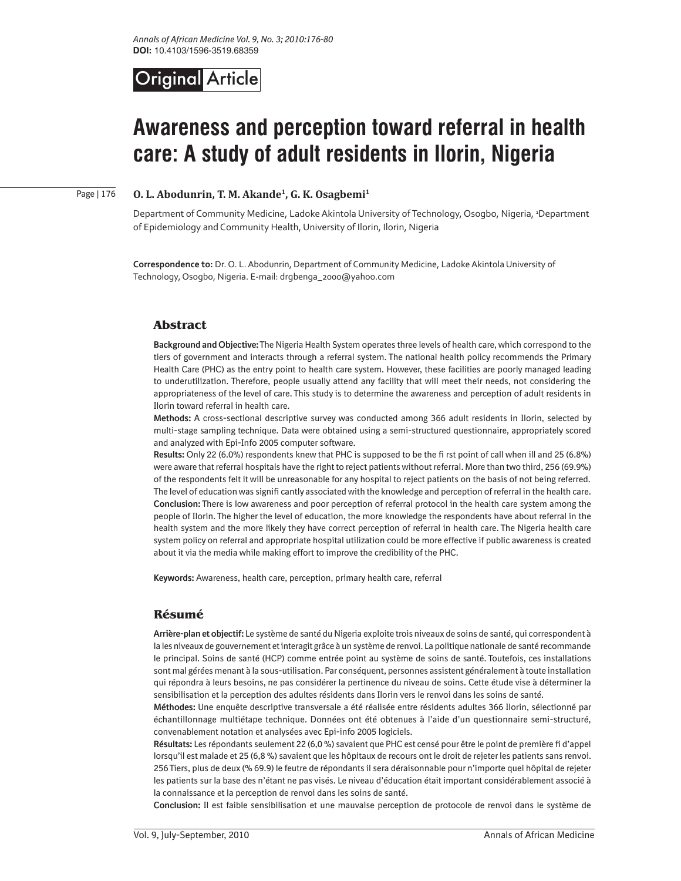Original Article

# Awareness and perception toward referral in health care: A study of adult residents in Ilorin, Nigeria

**O. L. Abodunrin, T. M. Akande[1], G. K. Osagbemi[1]**

Department of Community Medicine, Ladoke Akintola University of Technology, Osogbo, Nigeria, [1]Department of Epidemiology and Community Health, University of Ilorin, Ilorin, Nigeria

**Correspondence to:** Dr. O. L. Abodunrin, Department of Community Medicine, Ladoke Akintola University of Technology, Osogbo, Nigeria. E-mail: drgbenga_2000@yahoo.com

## Abstract

**Background and Objective:** The Nigeria Health System operates three levels of health care, which correspond to the tiers of government and interacts through a referral system. The national health policy recommends the Primary Health Care (PHC) as the entry point to health care system. However, these facilities are poorly managed leading to underutilization. Therefore, people usually attend any facility that will meet their needs, not considering the appropriateness of the level of care. This study is to determine the awareness and perception of adult residents in Ilorin toward referral in health care.

**Methods:** A cross-sectional descriptive survey was conducted among 366 adult residents in Ilorin, selected by multi-stage sampling technique. Data were obtained using a semi-structured questionnaire, appropriately scored and analyzed with Epi-Info 2005 computer software.

**Results:** Only 22 (6.0%) respondents knew that PHC is supposed to be the fi rst point of call when ill and 25 (6.8%) were aware that referral hospitals have the right to reject patients without referral. More than two third, 256 (69.9%) of the respondents felt it will be unreasonable for any hospital to reject patients on the basis of not being referred. The level of education was signifi cantly associated with the knowledge and perception of referral in the health care.

**Conclusion:** There is low awareness and poor perception of referral protocol in the health care system among the people of Ilorin. The higher the level of education, the more knowledge the respondents have about referral in the health system and the more likely they have correct perception of referral in health care. The Nigeria health care system policy on referral and appropriate hospital utilization could be more effective if public awareness is created about it via the media while making effort to improve the credibility of the PHC.

**Keywords:** Awareness, health care, perception, primary health care, referral

## Résumé

**Arrière-plan et objectif:** Le système de santé du Nigeria exploite trois niveaux de soins de santé, qui correspondent à la les niveaux de gouvernement et interagit grâce à un système de renvoi. La politique nationale de santé recommande le principal. Soins de santé (HCP) comme entrée point au système de soins de santé. Toutefois, ces installations sont mal gérées menant à la sous-utilisation. Par conséquent, personnes assistent généralement à toute installation qui répondra à leurs besoins, ne pas considérer la pertinence du niveau de soins. Cette étude vise à déterminer la sensibilisation et la perception des adultes résidents dans Ilorin vers le renvoi dans les soins de santé.

**Méthodes:** Une enquête descriptive transversale a été réalisée entre résidents adultes 366 Ilorin, sélectionné par échantillonnage multiétape technique. Données ont été obtenues à l'aide d'un questionnaire semi-structuré, convenablement notation et analysées avec Epi-info 2005 logiciels.

**Résultats:** Les répondants seulement 22 (6,0 %) savaient que PHC est censé pour être le point de première fi d'appel lorsqu'il est malade et 25 (6,8 %) savaient que les hôpitaux de recours ont le droit de rejeter les patients sans renvoi. 256 Tiers, plus de deux (% 69.9) le feutre de répondants il sera déraisonnable pour n'importe quel hôpital de rejeter les patients sur la base des n'étant ne pas visés. Le niveau d'éducation était important considérablement associé à la connaissance et la perception de renvoi dans les soins de santé.

**Conclusion:** Il est faible sensibilisation et une mauvaise perception de protocole de renvoi dans le système de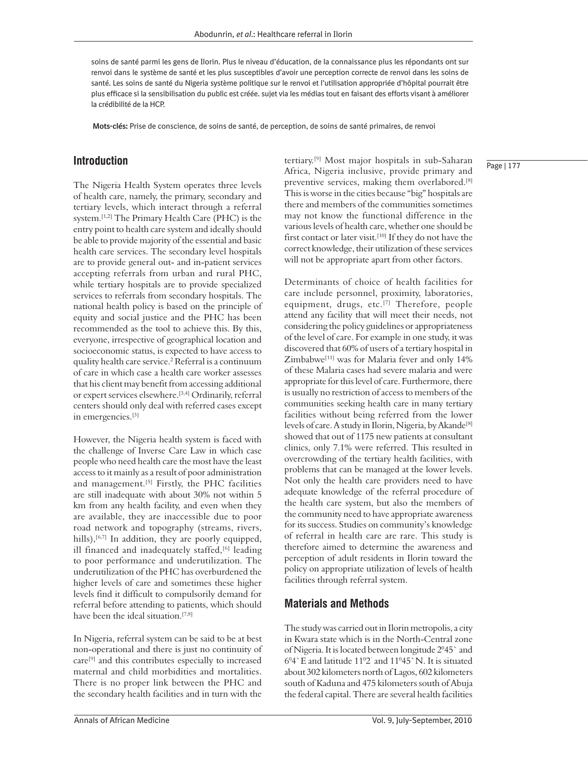soins de santé parmi les gens de Ilorin. Plus le niveau d'éducation, de la connaissance plus les répondants ont sur renvoi dans le système de santé et les plus susceptibles d'avoir une perception correcte de renvoi dans les soins de santé. Les soins de santé du Nigeria système politique sur le renvoi et l'utilisation appropriée d'hôpital pourrait être plus efficace si la sensibilisation du public est créée. sujet via les médias tout en faisant des efforts visant à améliorer la crédibilité de la HCP.

**Mots-clés:** Prise de conscience, de soins de santé, de perception, de soins de santé primaires, de renvoi

## Introduction

The Nigeria Health System operates three levels of health care, namely, the primary, secondary and tertiary levels, which interact through a referral system.[1,2] The Primary Health Care (PHC) is the entry point to health care system and ideally should be able to provide majority of the essential and basic health care services. The secondary level hospitals are to provide general out- and in-patient services accepting referrals from urban and rural PHC, while tertiary hospitals are to provide specialized services to referrals from secondary hospitals. The national health policy is based on the principle of equity and social justice and the PHC has been recommended as the tool to achieve this. By this, everyone, irrespective of geographical location and socioeconomic status, is expected to have access to quality health care service.[2] Referral is a continuum of care in which case a health care worker assesses that his client may benefit from accessing additional or expert services elsewhere.[3,4] Ordinarily, referral centers should only deal with referred cases except in emergencies.[3]

However, the Nigeria health system is faced with the challenge of Inverse Care Law in which case people who need health care the most have the least access to it mainly as a result of poor administration and management.[5] Firstly, the PHC facilities are still inadequate with about 30% not within 5 km from any health facility, and even when they are available, they are inaccessible due to poor road network and topography (streams, rivers, hills),[6,7] In addition, they are poorly equipped, ill financed and inadequately staffed,[6] leading to poor performance and underutilization. The underutilization of the PHC has overburdened the higher levels of care and sometimes these higher levels find it difficult to compulsorily demand for referral before attending to patients, which should have been the ideal situation.[7,8]

In Nigeria, referral system can be said to be at best non-operational and there is just no continuity of care[9] and this contributes especially to increased maternal and child morbidities and mortalities. There is no proper link between the PHC and the secondary health facilities and in turn with the tertiary.[9] Most major hospitals in sub-Saharan Africa, Nigeria inclusive, provide primary and preventive services, making them overlabored.[8] This is worse in the cities because "big" hospitals are there and members of the communities sometimes may not know the functional difference in the various levels of health care, whether one should be first contact or later visit.[10] If they do not have the correct knowledge, their utilization of these services will not be appropriate apart from other factors.

Determinants of choice of health facilities for care include personnel, proximity, laboratories, equipment, drugs, etc.[7] Therefore, people attend any facility that will meet their needs, not considering the policy guidelines or appropriateness of the level of care. For example in one study, it was discovered that 60% of users of a tertiary hospital in Zimbabwe[11] was for Malaria fever and only 14% of these Malaria cases had severe malaria and were appropriate for this level of care. Furthermore, there is usually no restriction of access to members of the communities seeking health care in many tertiary facilities without being referred from the lower levels of care. A study in Ilorin, Nigeria, by Akande[8] showed that out of 1175 new patients at consultant clinics, only 7.1% were referred. This resulted in overcrowding of the tertiary health facilities, with problems that can be managed at the lower levels. Not only the health care providers need to have adequate knowledge of the referral procedure of the health care system, but also the members of the community need to have appropriate awareness for its success. Studies on community's knowledge of referral in health care are rare. This study is therefore aimed to determine the awareness and perception of adult residents in Ilorin toward the policy on appropriate utilization of levels of health facilities through referral system.

## Materials and Methods

The study was carried out in Ilorin metropolis, a city in Kwara state which is in the North-Central zone of Nigeria. It is located between longitude $2^0 45$` and $6^0 4$`E and latitude $11^0 2$` and $11^0 45$`N. It is situated about 302 kilometers north of Lagos, 602 kilometers south of Kaduna and 475 kilometers south of Abuja the federal capital. There are several health facilities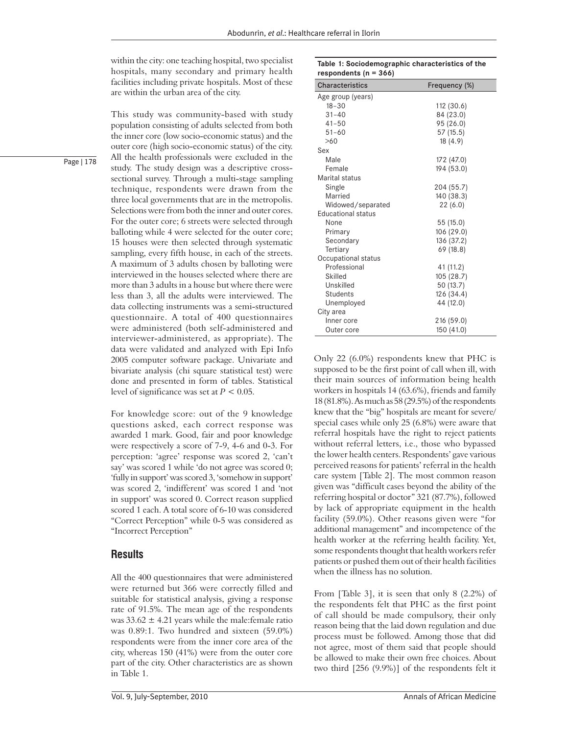within the city: one teaching hospital, two specialist hospitals, many secondary and primary health facilities including private hospitals. Most of these are within the urban area of the city.

This study was community-based with study population consisting of adults selected from both the inner core (low socio-economic status) and the outer core (high socio-economic status) of the city. All the health professionals were excluded in the study. The study design was a descriptive cross-sectional survey. Through a multi-stage sampling technique, respondents were drawn from the three local governments that are in the metropolis. Selections were from both the inner and outer cores. For the outer core; 6 streets were selected through balloting while 4 were selected for the outer core; 15 houses were then selected through systematic sampling, every fifth house, in each of the streets. A maximum of 3 adults chosen by balloting were interviewed in the houses selected where there are more than 3 adults in a house but where there were less than 3, all the adults were interviewed. The data collecting instruments was a semi-structured questionnaire. A total of 400 questionnaires were administered (both self-administered and interviewer-administered, as appropriate). The data were validated and analyzed with Epi Info 2005 computer software package. Univariate and bivariate analysis (chi square statistical test) were done and presented in form of tables. Statistical level of significance was set at $P < 0.05$.

For knowledge score: out of the 9 knowledge questions asked, each correct response was awarded 1 mark. Good, fair and poor knowledge were respectively a score of 7-9, 4-6 and 0-3. For perception: 'agree' response was scored 2, 'can't say' was scored 1 while 'do not agree was scored 0; 'fully in support' was scored 3, 'somehow in support' was scored 2, 'indifferent' was scored 1 and 'not in support' was scored 0. Correct reason supplied scored 1 each. A total score of 6-10 was considered "Correct Perception" while 0-5 was considered as "Incorrect Perception"

## Results

All the 400 questionnaires that were administered were returned but 366 were correctly filled and suitable for statistical analysis, giving a response rate of 91.5%. The mean age of the respondents was $33.62 \pm 4.21$ years while the male:female ratio was 0.89:1. Two hundred and sixteen (59.0%) respondents were from the inner core area of the city, whereas 150 (41%) were from the outer core part of the city. Other characteristics are as shown in Table 1.

**Table 1: Sociodemographic characteristics of the respondents (n = 366)**

| Characteristics | Frequency (%) |
|---|---|
| Age group (years) | |
| 18–30 | 112 (30.6) |
| 31–40 | 84 (23.0) |
| 41–50 | 95 (26.0) |
| 51–60 | 57 (15.5) |
| >60 | 18 (4.9) |
| Sex | |
| Male | 172 (47.0) |
| Female | 194 (53.0) |
| Marital status | |
| Single | 204 (55.7) |
| Married | 140 (38.3) |
| Widowed/separated | 22 (6.0) |
| Educational status | |
| None | 55 (15.0) |
| Primary | 106 (29.0) |
| Secondary | 136 (37.2) |
| Tertiary | 69 (18.8) |
| Occupational status | |
| Professional | 41 (11.2) |
| Skilled | 105 (28.7) |
| Unskilled | 50 (13.7) |
| Students | 126 (34.4) |
| Unemployed | 44 (12.0) |
| City area | |
| Inner core | 216 (59.0) |
| Outer core | 150 (41.0) |

Only 22 (6.0%) respondents knew that PHC is supposed to be the first point of call when ill, with their main sources of information being health workers in hospitals 14 (63.6%), friends and family 18 (81.8%). As much as 58 (29.5%) of the respondents knew that the "big" hospitals are meant for severe/special cases while only 25 (6.8%) were aware that referral hospitals have the right to reject patients without referral letters, i.e., those who bypassed the lower health centers. Respondents' gave various perceived reasons for patients' referral in the health care system [Table 2]. The most common reason given was "difficult cases beyond the ability of the referring hospital or doctor" 321 (87.7%), followed by lack of appropriate equipment in the health facility (59.0%). Other reasons given were "for additional management" and incompetence of the health worker at the referring health facility. Yet, some respondents thought that health workers refer patients or pushed them out of their health facilities when the illness has no solution.

From [Table 3], it is seen that only 8 (2.2%) of the respondents felt that PHC as the first point of call should be made compulsory, their only reason being that the laid down regulation and due process must be followed. Among those that did not agree, most of them said that people should be allowed to make their own free choices. About two third [256 (9.9%)] of the respondents felt it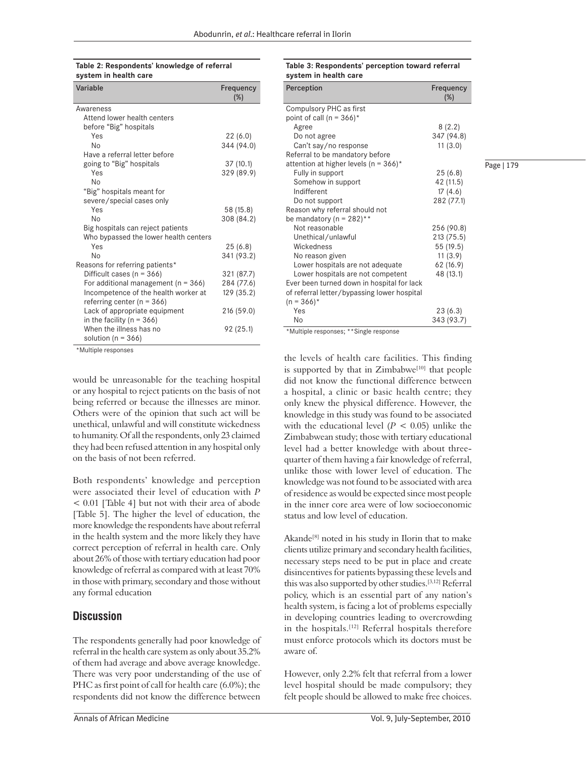**Table 2: Respondents' knowledge of referral system in health care**

| Variable | Frequency (%) |
|---|---|
| Awareness | |
| Attend lower health centers before "Big" hospitals | |
| Yes | 22 (6.0) |
| No | 344 (94.0) |
| Have a referral letter before going to "Big" hospitals | |
| Yes | 37 (10.1) |
| No | 329 (89.9) |
| "Big" hospitals meant for severe/special cases only | |
| Yes | 58 (15.8) |
| No | 308 (84.2) |
| Big hospitals can reject patients Who bypassed the lower health centers | |
| Yes | 25 (6.8) |
| No | 341 (93.2) |
| Reasons for referring patients* | |
| Difficult cases (n = 366) | 321 (87.7) |
| For additional management (n = 366) | 284 (77.6) |
| Incompetence of the health worker at referring center (n = 366) | 129 (35.2) |
| Lack of appropriate equipment in the facility (n = 366) | 216 (59.0) |
| When the illness has no solution (n = 366) | 92 (25.1) |

*Multiple responses

**Table 3: Respondents' perception toward referral system in health care**

| Perception | Frequency (%) |
|---|---|
| Compulsory PHC as first point of call (n = 366)* | |
| Agree | 8 (2.2) |
| Do not agree | 347 (94.8) |
| Can't say/no response | 11 (3.0) |
| Referral to be mandatory before attention at higher levels (n = 366)* | |
| Fully in support | 25 (6.8) |
| Somehow in support | 42 (11.5) |
| Indifferent | 17 (4.6) |
| Do not support | 282 (77.1) |
| Reason why referral should not be mandatory (n = 282)** | |
| Not reasonable | 256 (90.8) |
| Unethical/unlawful | 213 (75.5) |
| Wickedness | 55 (19.5) |
| No reason given | 11 (3.9) |
| Lower hospitals are not adequate | 62 (16.9) |
| Lower hospitals are not competent | 48 (13.1) |
| Ever been turned down in hospital for lack of referral letter/bypassing lower hospital (n = 366)* | |
| Yes | 23 (6.3) |
| No | 343 (93.7) |

*Multiple responses; **Single response

would be unreasonable for the teaching hospital or any hospital to reject patients on the basis of not being referred or because the illnesses are minor. Others were of the opinion that such act will be unethical, unlawful and will constitute wickedness to humanity. Of all the respondents, only 23 claimed they had been refused attention in any hospital only on the basis of not been referred.

Both respondents' knowledge and perception were associated their level of education with $P < 0.01$ [Table 4] but not with their area of abode [Table 5]. The higher the level of education, the more knowledge the respondents have about referral in the health system and the more likely they have correct perception of referral in health care. Only about 26% of those with tertiary education had poor knowledge of referral as compared with at least 70% in those with primary, secondary and those without any formal education

## Discussion

The respondents generally had poor knowledge of referral in the health care system as only about 35.2% of them had average and above average knowledge. There was very poor understanding of the use of PHC as first point of call for health care (6.0%); the respondents did not know the difference between the levels of health care facilities. This finding is supported by that in Zimbabwe[10] that people did not know the functional difference between a hospital, a clinic or basic health centre; they only knew the physical difference. However, the knowledge in this study was found to be associated with the educational level ($P < 0.05$) unlike the Zimbabwean study; those with tertiary educational level had a better knowledge with about three-quarter of them having a fair knowledge of referral, unlike those with lower level of education. The knowledge was not found to be associated with area of residence as would be expected since most people in the inner core area were of low socioeconomic status and low level of education.

Akande[8] noted in his study in Ilorin that to make clients utilize primary and secondary health facilities, necessary steps need to be put in place and create disincentives for patients bypassing these levels and this was also supported by other studies.[3,12] Referral policy, which is an essential part of any nation's health system, is facing a lot of problems especially in developing countries leading to overcrowding in the hospitals.[12] Referral hospitals therefore must enforce protocols which its doctors must be aware of.

However, only 2.2% felt that referral from a lower level hospital should be made compulsory; they felt people should be allowed to make free choices.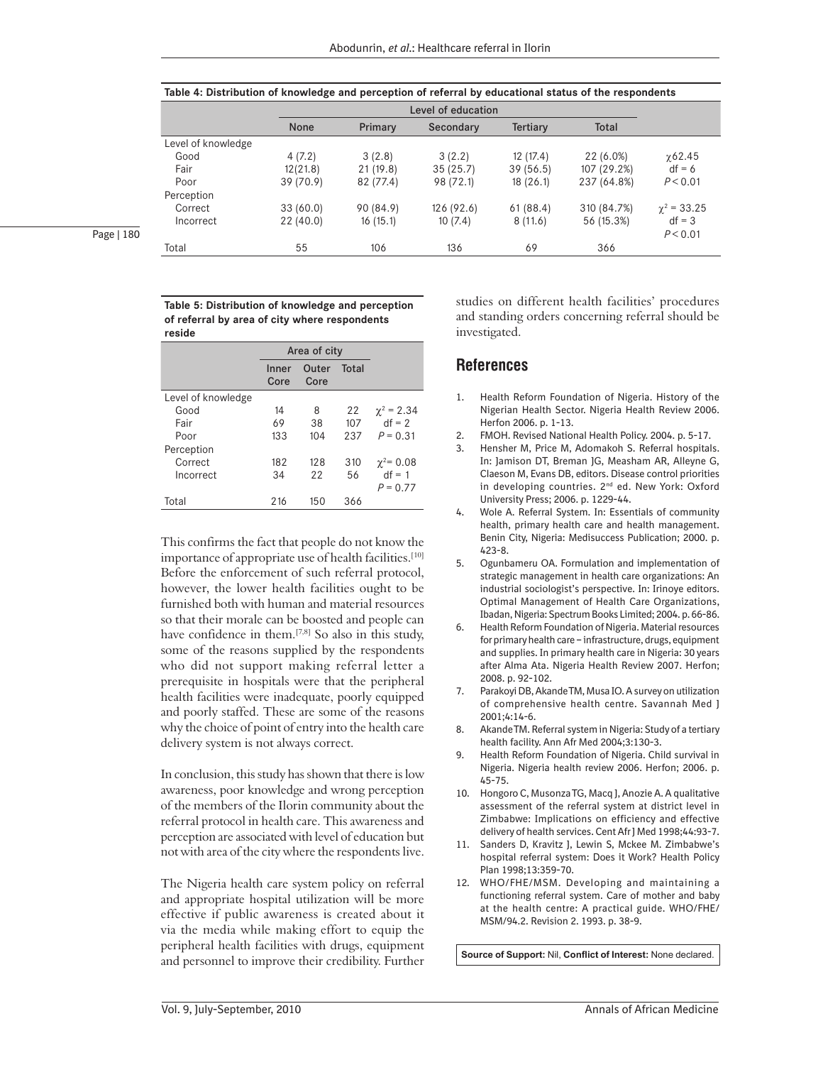**Table 4: Distribution of knowledge and perception of referral by educational status of the respondents**

| | Level of education | | | | | |
|---|---|---|---|---|---|---|
| | None | Primary | Secondary | Tertiary | Total | |
| Level of knowledge | | | | | | |
| Good | 4 (7.2) | 3 (2.8) | 3 (2.2) | 12 (17.4) | 22 (6.0%) | $\chi$62.45 |
| Fair | 12(21.8) | 21 (19.8) | 35 (25.7) | 39 (56.5) | 107 (29.2%) | df = 6 |
| Poor | 39 (70.9) | 82 (77.4) | 98 (72.1) | 18 (26.1) | 237 (64.8%) | $P < 0.01$ |
| Perception | | | | | | |
| Correct | 33 (60.0) | 90 (84.9) | 126 (92.6) | 61 (88.4) | 310 (84.7%) | $\chi^2 = 33.25$ |
| Incorrect | 22 (40.0) | 16 (15.1) | 10 (7.4) | 8 (11.6) | 56 (15.3%) | df = 3 $P < 0.01$ |
| Total | 55 | 106 | 136 | 69 | 366 | |

**Table 5: Distribution of knowledge and perception of referral by area of city where respondents reside**

| | Area of city | | | |
|---|---|---|---|---|
| | Inner Core | Outer Core | Total | |
| Level of knowledge | | | | |
| Good | 14 | 8 | 22 | $\chi^2 = 2.34$ |
| Fair | 69 | 38 | 107 | df = 2 |
| Poor | 133 | 104 | 237 | $P = 0.31$ |
| Perception | | | | |
| Correct | 182 | 128 | 310 | $\chi^2 = 0.08$ |
| Incorrect | 34 | 22 | 56 | df = 1 $P = 0.77$ |
| Total | 216 | 150 | 366 | |

This confirms the fact that people do not know the importance of appropriate use of health facilities.[10] Before the enforcement of such referral protocol, however, the lower health facilities ought to be furnished both with human and material resources so that their morale can be boosted and people can have confidence in them.[7,8] So also in this study, some of the reasons supplied by the respondents who did not support making referral letter a prerequisite in hospitals were that the peripheral health facilities were inadequate, poorly equipped and poorly staffed. These are some of the reasons why the choice of point of entry into the health care delivery system is not always correct.

In conclusion, this study has shown that there is low awareness, poor knowledge and wrong perception of the members of the Ilorin community about the referral protocol in health care. This awareness and perception are associated with level of education but not with area of the city where the respondents live.

The Nigeria health care system policy on referral and appropriate hospital utilization will be more effective if public awareness is created about it via the media while making effort to equip the peripheral health facilities with drugs, equipment and personnel to improve their credibility. Further studies on different health facilities' procedures and standing orders concerning referral should be investigated.

## References

1. Health Reform Foundation of Nigeria. History of the Nigerian Health Sector. Nigeria Health Review 2006. Herfon 2006. p. 1-13.
2. FMOH. Revised National Health Policy. 2004. p. 5-17.
3. Hensher M, Price M, Adomakoh S. Referral hospitals. In: Jamison DT, Breman JG, Measham AR, Alleyne G, Claeson M, Evans DB, editors. Disease control priorities in developing countries. 2nd ed. New York: Oxford University Press; 2006. p. 1229-44.
4. Wole A. Referral System. In: Essentials of community health, primary health care and health management. Benin City, Nigeria: Medisuccess Publication; 2000. p. 423-8.
5. Ogunbameru OA. Formulation and implementation of strategic management in health care organizations: An industrial sociologist's perspective. In: Irinoye editors. Optimal Management of Health Care Organizations, Ibadan, Nigeria: Spectrum Books Limited; 2004. p. 66-86.
6. Health Reform Foundation of Nigeria. Material resources for primary health care – infrastructure, drugs, equipment and supplies. In primary health care in Nigeria: 30 years after Alma Ata. Nigeria Health Review 2007. Herfon; 2008. p. 92-102.
7. Parakoyi DB, Akande TM, Musa IO. A survey on utilization of comprehensive health centre. Savannah Med J 2001;4:14-6.
8. Akande TM. Referral system in Nigeria: Study of a tertiary health facility. Ann Afr Med 2004;3:130-3.
9. Health Reform Foundation of Nigeria. Child survival in Nigeria. Nigeria health review 2006. Herfon; 2006. p. 45-75.
10. Hongoro C, Musonza TG, Macq J, Anozie A. A qualitative assessment of the referral system at district level in Zimbabwe: Implications on efficiency and effective delivery of health services. Cent Afr J Med 1998;44:93-7.
11. Sanders D, Kravitz J, Lewin S, Mckee M. Zimbabwe's hospital referral system: Does it Work? Health Policy Plan 1998;13:359-70.
12. WHO/FHE/MSM. Developing and maintaining a functioning referral system. Care of mother and baby at the health centre: A practical guide. WHO/FHE/MSM/94.2. Revision 2. 1993. p. 38-9.

**Source of Support:** Nil, **Conflict of Interest:** None declared.